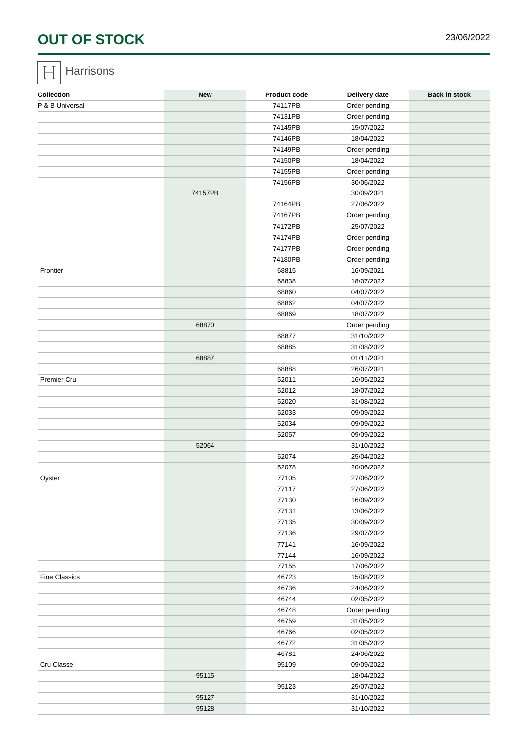# OUT OF STOCK

23/06/2022

Harrisons

| Collection | New | Product code | Delivery date | Back in stock |
|---|---|---|---|---|
| P & B Universal | | 74117PB | Order pending | |
| | | 74131PB | Order pending | |
| | | 74145PB | 15/07/2022 | |
| | | 74146PB | 18/04/2022 | |
| | | 74149PB | Order pending | |
| | | 74150PB | 18/04/2022 | |
| | | 74155PB | Order pending | |
| | | 74156PB | 30/06/2022 | |
| | 74157PB | | 30/09/2021 | |
| | | 74164PB | 27/06/2022 | |
| | | 74167PB | Order pending | |
| | | 74172PB | 25/07/2022 | |
| | | 74174PB | Order pending | |
| | | 74177PB | Order pending | |
| | | 74180PB | Order pending | |
| Frontier | | 68815 | 16/09/2021 | |
| | | 68838 | 18/07/2022 | |
| | | 68860 | 04/07/2022 | |
| | | 68862 | 04/07/2022 | |
| | | 68869 | 18/07/2022 | |
| | 68870 | | Order pending | |
| | | 68877 | 31/10/2022 | |
| | | 68885 | 31/08/2022 | |
| | 68887 | | 01/11/2021 | |
| | | 68888 | 26/07/2021 | |
| Premier Cru | | 52011 | 16/05/2022 | |
| | | 52012 | 18/07/2022 | |
| | | 52020 | 31/08/2022 | |
| | | 52033 | 09/09/2022 | |
| | | 52034 | 09/09/2022 | |
| | | 52057 | 09/09/2022 | |
| | 52064 | | 31/10/2022 | |
| | | 52074 | 25/04/2022 | |
| | | 52078 | 20/06/2022 | |
| Oyster | | 77105 | 27/06/2022 | |
| | | 77117 | 27/06/2022 | |
| | | 77130 | 16/09/2022 | |
| | | 77131 | 13/06/2022 | |
| | | 77135 | 30/09/2022 | |
| | | 77136 | 29/07/2022 | |
| | | 77141 | 16/09/2022 | |
| | | 77144 | 16/09/2022 | |
| | | 77155 | 17/06/2022 | |
| Fine Classics | | 46723 | 15/08/2022 | |
| | | 46736 | 24/06/2022 | |
| | | 46744 | 02/05/2022 | |
| | | 46748 | Order pending | |
| | | 46759 | 31/05/2022 | |
| | | 46766 | 02/05/2022 | |
| | | 46772 | 31/05/2022 | |
| | | 46781 | 24/06/2022 | |
| Cru Classe | | 95109 | 09/09/2022 | |
| | 95115 | | 18/04/2022 | |
| | | 95123 | 25/07/2022 | |
| | 95127 | | 31/10/2022 | |
| | 95128 | | 31/10/2022 | |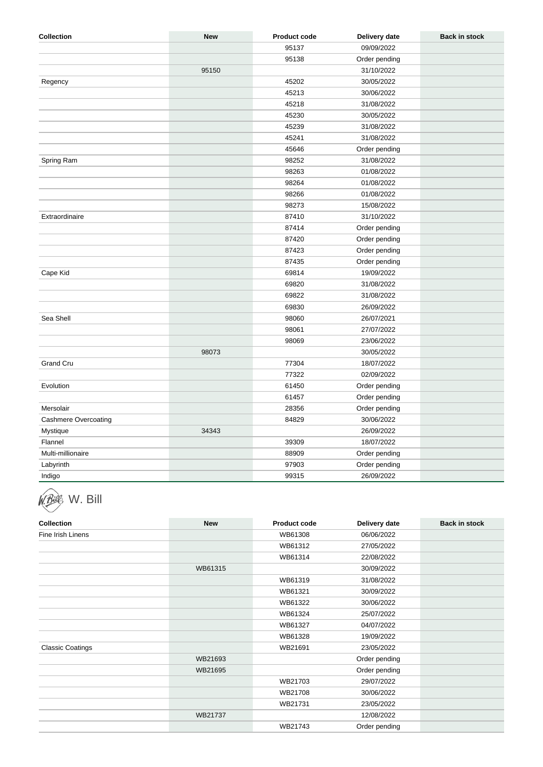| Collection | New | Product code | Delivery date | Back in stock |
|---|---|---|---|---|
| | | 95137 | 09/09/2022 | |
| | | 95138 | Order pending | |
| | 95150 | | 31/10/2022 | |
| Regency | | 45202 | 30/05/2022 | |
| | | 45213 | 30/06/2022 | |
| | | 45218 | 31/08/2022 | |
| | | 45230 | 30/05/2022 | |
| | | 45239 | 31/08/2022 | |
| | | 45241 | 31/08/2022 | |
| | | 45646 | Order pending | |
| Spring Ram | | 98252 | 31/08/2022 | |
| | | 98263 | 01/08/2022 | |
| | | 98264 | 01/08/2022 | |
| | | 98266 | 01/08/2022 | |
| | | 98273 | 15/08/2022 | |
| Extraordinaire | | 87410 | 31/10/2022 | |
| | | 87414 | Order pending | |
| | | 87420 | Order pending | |
| | | 87423 | Order pending | |
| | | 87435 | Order pending | |
| Cape Kid | | 69814 | 19/09/2022 | |
| | | 69820 | 31/08/2022 | |
| | | 69822 | 31/08/2022 | |
| | | 69830 | 26/09/2022 | |
| Sea Shell | | 98060 | 26/07/2021 | |
| | | 98061 | 27/07/2022 | |
| | | 98069 | 23/06/2022 | |
| | 98073 | | 30/05/2022 | |
| Grand Cru | | 77304 | 18/07/2022 | |
| | | 77322 | 02/09/2022 | |
| Evolution | | 61450 | Order pending | |
| | | 61457 | Order pending | |
| Mersolair | | 28356 | Order pending | |
| Cashmere Overcoating | | 84829 | 30/06/2022 | |
| Mystique | 34343 | | 26/09/2022 | |
| Flannel | | 39309 | 18/07/2022 | |
| Multi-millionaire | | 88909 | Order pending | |
| Labyrinth | | 97903 | Order pending | |
| Indigo | | 99315 | 26/09/2022 | |

## W. Bill

| Collection | New | Product code | Delivery date | Back in stock |
|---|---|---|---|---|
| Fine Irish Linens | | WB61308 | 06/06/2022 | |
| | | WB61312 | 27/05/2022 | |
| | | WB61314 | 22/08/2022 | |
| | WB61315 | | 30/09/2022 | |
| | | WB61319 | 31/08/2022 | |
| | | WB61321 | 30/09/2022 | |
| | | WB61322 | 30/06/2022 | |
| | | WB61324 | 25/07/2022 | |
| | | WB61327 | 04/07/2022 | |
| | | WB61328 | 19/09/2022 | |
| Classic Coatings | | WB21691 | 23/05/2022 | |
| | WB21693 | | Order pending | |
| | WB21695 | | Order pending | |
| | | WB21703 | 29/07/2022 | |
| | | WB21708 | 30/06/2022 | |
| | | WB21731 | 23/05/2022 | |
| | WB21737 | | 12/08/2022 | |
| | | WB21743 | Order pending | |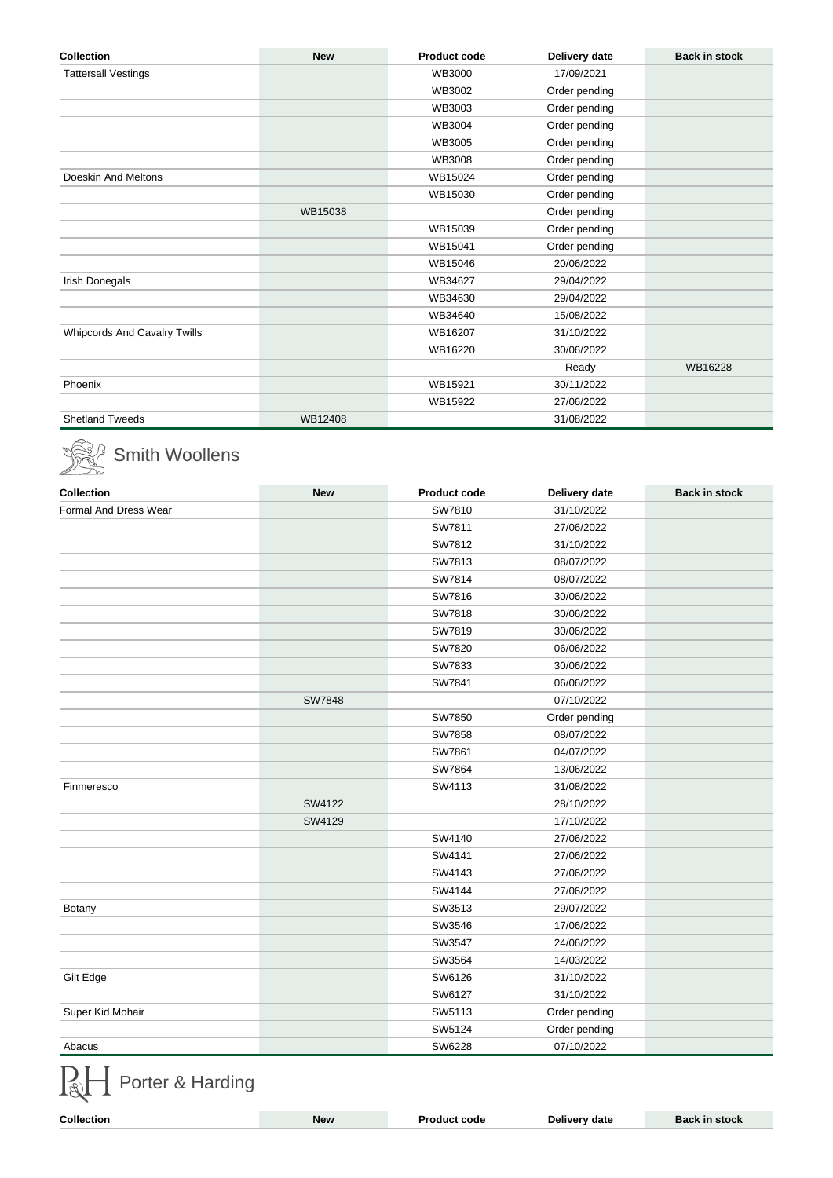| Collection | New | Product code | Delivery date | Back in stock |
|---|---|---|---|---|
| Tattersall Vestings | | WB3000 | 17/09/2021 | |
| | | WB3002 | Order pending | |
| | | WB3003 | Order pending | |
| | | WB3004 | Order pending | |
| | | WB3005 | Order pending | |
| | | WB3008 | Order pending | |
| Doeskin And Meltons | | WB15024 | Order pending | |
| | | WB15030 | Order pending | |
| | WB15038 | | Order pending | |
| | | WB15039 | Order pending | |
| | | WB15041 | Order pending | |
| | | WB15046 | 20/06/2022 | |
| Irish Donegals | | WB34627 | 29/04/2022 | |
| | | WB34630 | 29/04/2022 | |
| | | WB34640 | 15/08/2022 | |
| Whipcords And Cavalry Twills | | WB16207 | 31/10/2022 | |
| | | WB16220 | 30/06/2022 | |
| | | | Ready | WB16228 |
| Phoenix | | WB15921 | 30/11/2022 | |
| | | WB15922 | 27/06/2022 | |
| Shetland Tweeds | WB12408 | | 31/08/2022 | |

## Smith Woollens

| Collection | New | Product code | Delivery date | Back in stock |
|---|---|---|---|---|
| Formal And Dress Wear | | SW7810 | 31/10/2022 | |
| | | SW7811 | 27/06/2022 | |
| | | SW7812 | 31/10/2022 | |
| | | SW7813 | 08/07/2022 | |
| | | SW7814 | 08/07/2022 | |
| | | SW7816 | 30/06/2022 | |
| | | SW7818 | 30/06/2022 | |
| | | SW7819 | 30/06/2022 | |
| | | SW7820 | 06/06/2022 | |
| | | SW7833 | 30/06/2022 | |
| | | SW7841 | 06/06/2022 | |
| | SW7848 | | 07/10/2022 | |
| | | SW7850 | Order pending | |
| | | SW7858 | 08/07/2022 | |
| | | SW7861 | 04/07/2022 | |
| | | SW7864 | 13/06/2022 | |
| Finmeresco | | SW4113 | 31/08/2022 | |
| | SW4122 | | 28/10/2022 | |
| | SW4129 | | 17/10/2022 | |
| | | SW4140 | 27/06/2022 | |
| | | SW4141 | 27/06/2022 | |
| | | SW4143 | 27/06/2022 | |
| | | SW4144 | 27/06/2022 | |
| Botany | | SW3513 | 29/07/2022 | |
| | | SW3546 | 17/06/2022 | |
| | | SW3547 | 24/06/2022 | |
| | | SW3564 | 14/03/2022 | |
| Gilt Edge | | SW6126 | 31/10/2022 | |
| | | SW6127 | 31/10/2022 | |
| Super Kid Mohair | | SW5113 | Order pending | |
| | | SW5124 | Order pending | |
| Abacus | | SW6228 | 07/10/2022 | |

## Porter & Harding

| Collection | New | Product code | Delivery date | Back in stock |
|---|---|---|---|---|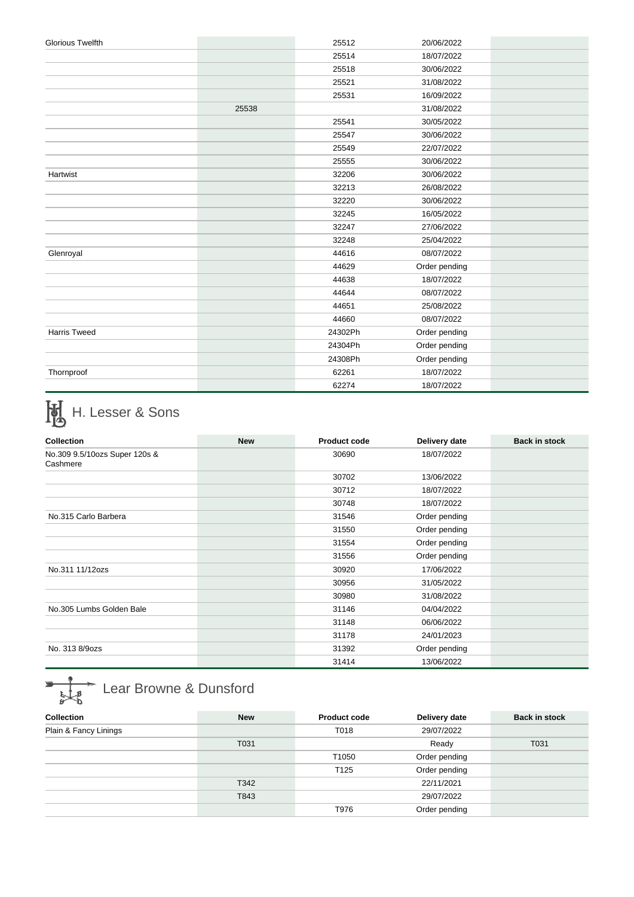| Collection | New | Product code | Delivery date | Back in stock |
|---|---|---|---|---|
| Glorious Twelfth | | 25512 | 20/06/2022 | |
| | | 25514 | 18/07/2022 | |
| | | 25518 | 30/06/2022 | |
| | | 25521 | 31/08/2022 | |
| | | 25531 | 16/09/2022 | |
| | 25538 | | 31/08/2022 | |
| | | 25541 | 30/05/2022 | |
| | | 25547 | 30/06/2022 | |
| | | 25549 | 22/07/2022 | |
| | | 25555 | 30/06/2022 | |
| Hartwist | | 32206 | 30/06/2022 | |
| | | 32213 | 26/08/2022 | |
| | | 32220 | 30/06/2022 | |
| | | 32245 | 16/05/2022 | |
| | | 32247 | 27/06/2022 | |
| | | 32248 | 25/04/2022 | |
| Glenroyal | | 44616 | 08/07/2022 | |
| | | 44629 | Order pending | |
| | | 44638 | 18/07/2022 | |
| | | 44644 | 08/07/2022 | |
| | | 44651 | 25/08/2022 | |
| | | 44660 | 08/07/2022 | |
| Harris Tweed | | 24302Ph | Order pending | |
| | | 24304Ph | Order pending | |
| | | 24308Ph | Order pending | |
| Thornproof | | 62261 | 18/07/2022 | |
| | | 62274 | 18/07/2022 | |

## H. Lesser & Sons

| Collection | New | Product code | Delivery date | Back in stock |
|---|---|---|---|---|
| No.309 9.5/10ozs Super 120s & Cashmere | | 30690 | 18/07/2022 | |
| | | 30702 | 13/06/2022 | |
| | | 30712 | 18/07/2022 | |
| | | 30748 | 18/07/2022 | |
| No.315 Carlo Barbera | | 31546 | Order pending | |
| | | 31550 | Order pending | |
| | | 31554 | Order pending | |
| | | 31556 | Order pending | |
| No.311 11/12ozs | | 30920 | 17/06/2022 | |
| | | 30956 | 31/05/2022 | |
| | | 30980 | 31/08/2022 | |
| No.305 Lumbs Golden Bale | | 31146 | 04/04/2022 | |
| | | 31148 | 06/06/2022 | |
| | | 31178 | 24/01/2023 | |
| No. 313 8/9ozs | | 31392 | Order pending | |
| | | 31414 | 13/06/2022 | |

## Lear Browne & Dunsford

| Collection | New | Product code | Delivery date | Back in stock |
|---|---|---|---|---|
| Plain & Fancy Linings | | T018 | 29/07/2022 | |
| | T031 | | Ready | T031 |
| | | T1050 | Order pending | |
| | | T125 | Order pending | |
| | T342 | | 22/11/2021 | |
| | T843 | | 29/07/2022 | |
| | | T976 | Order pending | |